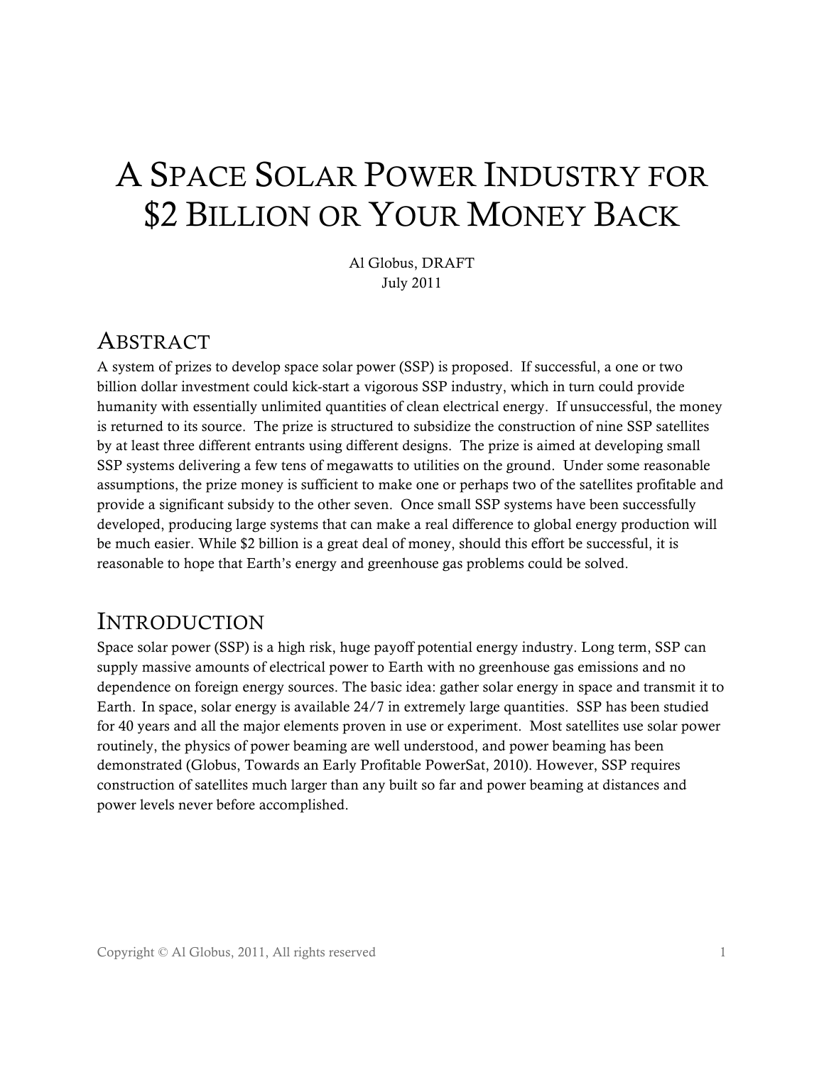# A Space Solar Power Industry for $2 Billion or Your Money Back

Al Globus, DRAFT
July 2011

## Abstract

A system of prizes to develop space solar power (SSP) is proposed. If successful, a one or two billion dollar investment could kick-start a vigorous SSP industry, which in turn could provide humanity with essentially unlimited quantities of clean electrical energy. If unsuccessful, the money is returned to its source. The prize is structured to subsidize the construction of nine SSP satellites by at least three different entrants using different designs. The prize is aimed at developing small SSP systems delivering a few tens of megawatts to utilities on the ground. Under some reasonable assumptions, the prize money is sufficient to make one or perhaps two of the satellites profitable and provide a significant subsidy to the other seven. Once small SSP systems have been successfully developed, producing large systems that can make a real difference to global energy production will be much easier. While $2 billion is a great deal of money, should this effort be successful, it is reasonable to hope that Earth's energy and greenhouse gas problems could be solved.

## Introduction

Space solar power (SSP) is a high risk, huge payoff potential energy industry. Long term, SSP can supply massive amounts of electrical power to Earth with no greenhouse gas emissions and no dependence on foreign energy sources. The basic idea: gather solar energy in space and transmit it to Earth. In space, solar energy is available 24/7 in extremely large quantities. SSP has been studied for 40 years and all the major elements proven in use or experiment. Most satellites use solar power routinely, the physics of power beaming are well understood, and power beaming has been demonstrated (Globus, Towards an Early Profitable PowerSat, 2010). However, SSP requires construction of satellites much larger than any built so far and power beaming at distances and power levels never before accomplished.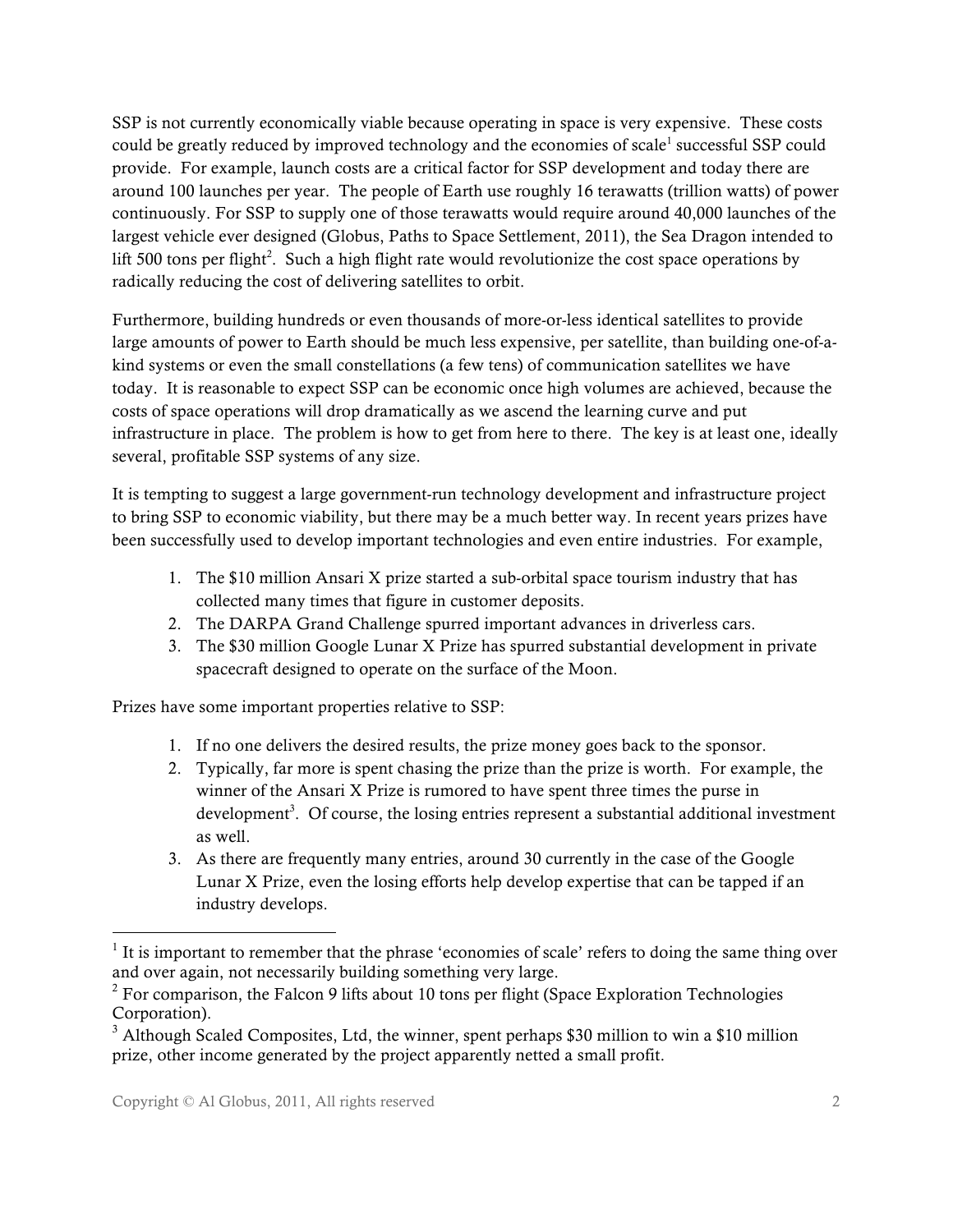SSP is not currently economically viable because operating in space is very expensive. These costs could be greatly reduced by improved technology and the economies of scale[1] successful SSP could provide. For example, launch costs are a critical factor for SSP development and today there are around 100 launches per year. The people of Earth use roughly 16 terawatts (trillion watts) of power continuously. For SSP to supply one of those terawatts would require around 40,000 launches of the largest vehicle ever designed (Globus, Paths to Space Settlement, 2011), the Sea Dragon intended to lift 500 tons per flight[2]. Such a high flight rate would revolutionize the cost space operations by radically reducing the cost of delivering satellites to orbit.

Furthermore, building hundreds or even thousands of more-or-less identical satellites to provide large amounts of power to Earth should be much less expensive, per satellite, than building one-of-a-kind systems or even the small constellations (a few tens) of communication satellites we have today. It is reasonable to expect SSP can be economic once high volumes are achieved, because the costs of space operations will drop dramatically as we ascend the learning curve and put infrastructure in place. The problem is how to get from here to there. The key is at least one, ideally several, profitable SSP systems of any size.

It is tempting to suggest a large government-run technology development and infrastructure project to bring SSP to economic viability, but there may be a much better way. In recent years prizes have been successfully used to develop important technologies and even entire industries. For example,

1. The $10 million Ansari X prize started a sub-orbital space tourism industry that has collected many times that figure in customer deposits.
2. The DARPA Grand Challenge spurred important advances in driverless cars.
3. The $30 million Google Lunar X Prize has spurred substantial development in private spacecraft designed to operate on the surface of the Moon.

Prizes have some important properties relative to SSP:

1. If no one delivers the desired results, the prize money goes back to the sponsor.
2. Typically, far more is spent chasing the prize than the prize is worth. For example, the winner of the Ansari X Prize is rumored to have spent three times the purse in development[3]. Of course, the losing entries represent a substantial additional investment as well.
3. As there are frequently many entries, around 30 currently in the case of the Google Lunar X Prize, even the losing efforts help develop expertise that can be tapped if an industry develops.

---

[1] It is important to remember that the phrase 'economies of scale' refers to doing the same thing over and over again, not necessarily building something very large.

[2] For comparison, the Falcon 9 lifts about 10 tons per flight (Space Exploration Technologies Corporation).

[3] Although Scaled Composites, Ltd, the winner, spent perhaps $30 million to win a $10 million prize, other income generated by the project apparently netted a small profit.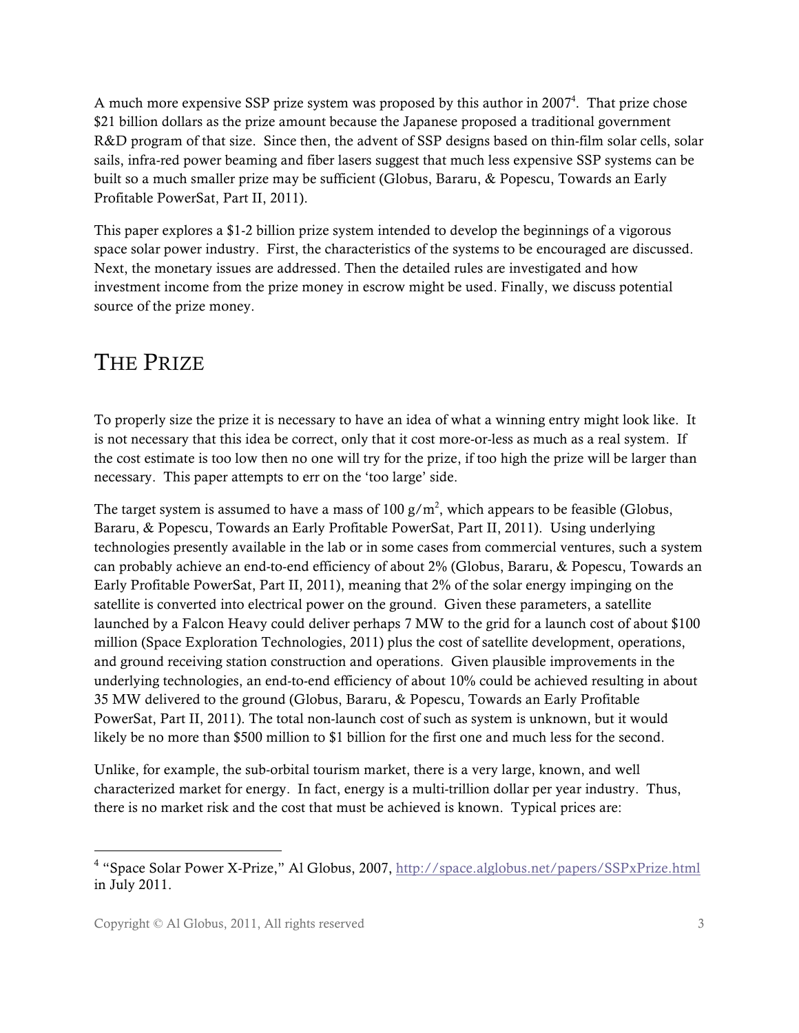A much more expensive SSP prize system was proposed by this author in 2007[4]. That prize chose $21 billion dollars as the prize amount because the Japanese proposed a traditional government R&D program of that size. Since then, the advent of SSP designs based on thin-film solar cells, solar sails, infra-red power beaming and fiber lasers suggest that much less expensive SSP systems can be built so a much smaller prize may be sufficient (Globus, Bararu, & Popescu, Towards an Early Profitable PowerSat, Part II, 2011).

This paper explores a $1-2 billion prize system intended to develop the beginnings of a vigorous space solar power industry. First, the characteristics of the systems to be encouraged are discussed. Next, the monetary issues are addressed. Then the detailed rules are investigated and how investment income from the prize money in escrow might be used. Finally, we discuss potential source of the prize money.

# THE PRIZE

To properly size the prize it is necessary to have an idea of what a winning entry might look like. It is not necessary that this idea be correct, only that it cost more-or-less as much as a real system. If the cost estimate is too low then no one will try for the prize, if too high the prize will be larger than necessary. This paper attempts to err on the 'too large' side.

The target system is assumed to have a mass of 100 $g/m^2$, which appears to be feasible (Globus, Bararu, & Popescu, Towards an Early Profitable PowerSat, Part II, 2011). Using underlying technologies presently available in the lab or in some cases from commercial ventures, such a system can probably achieve an end-to-end efficiency of about 2% (Globus, Bararu, & Popescu, Towards an Early Profitable PowerSat, Part II, 2011), meaning that 2% of the solar energy impinging on the satellite is converted into electrical power on the ground. Given these parameters, a satellite launched by a Falcon Heavy could deliver perhaps 7 MW to the grid for a launch cost of about $100 million (Space Exploration Technologies, 2011) plus the cost of satellite development, operations, and ground receiving station construction and operations. Given plausible improvements in the underlying technologies, an end-to-end efficiency of about 10% could be achieved resulting in about 35 MW delivered to the ground (Globus, Bararu, & Popescu, Towards an Early Profitable PowerSat, Part II, 2011). The total non-launch cost of such as system is unknown, but it would likely be no more than $500 million to $1 billion for the first one and much less for the second.

Unlike, for example, the sub-orbital tourism market, there is a very large, known, and well characterized market for energy. In fact, energy is a multi-trillion dollar per year industry. Thus, there is no market risk and the cost that must be achieved is known. Typical prices are:

---

[4] "Space Solar Power X-Prize," Al Globus, 2007, http://space.alglobus.net/papers/SSPxPrize.html in July 2011.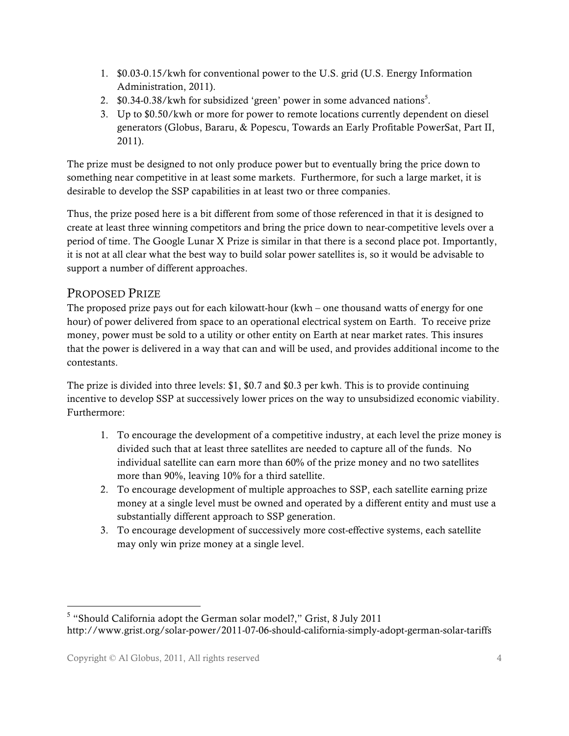1. \$0.03-0.15/kwh for conventional power to the U.S. grid (U.S. Energy Information Administration, 2011).
2. \$0.34-0.38/kwh for subsidized 'green' power in some advanced nations[5].
3. Up to \$0.50/kwh or more for power to remote locations currently dependent on diesel generators (Globus, Bararu, & Popescu, Towards an Early Profitable PowerSat, Part II, 2011).

The prize must be designed to not only produce power but to eventually bring the price down to something near competitive in at least some markets. Furthermore, for such a large market, it is desirable to develop the SSP capabilities in at least two or three companies.

Thus, the prize posed here is a bit different from some of those referenced in that it is designed to create at least three winning competitors and bring the price down to near-competitive levels over a period of time. The Google Lunar X Prize is similar in that there is a second place pot. Importantly, it is not at all clear what the best way to build solar power satellites is, so it would be advisable to support a number of different approaches.

## Proposed Prize

The proposed prize pays out for each kilowatt-hour (kwh – one thousand watts of energy for one hour) of power delivered from space to an operational electrical system on Earth. To receive prize money, power must be sold to a utility or other entity on Earth at near market rates. This insures that the power is delivered in a way that can and will be used, and provides additional income to the contestants.

The prize is divided into three levels: \$1, \$0.7 and \$0.3 per kwh. This is to provide continuing incentive to develop SSP at successively lower prices on the way to unsubsidized economic viability. Furthermore:

1. To encourage the development of a competitive industry, at each level the prize money is divided such that at least three satellites are needed to capture all of the funds. No individual satellite can earn more than 60% of the prize money and no two satellites more than 90%, leaving 10% for a third satellite.
2. To encourage development of multiple approaches to SSP, each satellite earning prize money at a single level must be owned and operated by a different entity and must use a substantially different approach to SSP generation.
3. To encourage development of successively more cost-effective systems, each satellite may only win prize money at a single level.

---

[5] "Should California adopt the German solar model?," Grist, 8 July 2011 http://www.grist.org/solar-power/2011-07-06-should-california-simply-adopt-german-solar-tariffs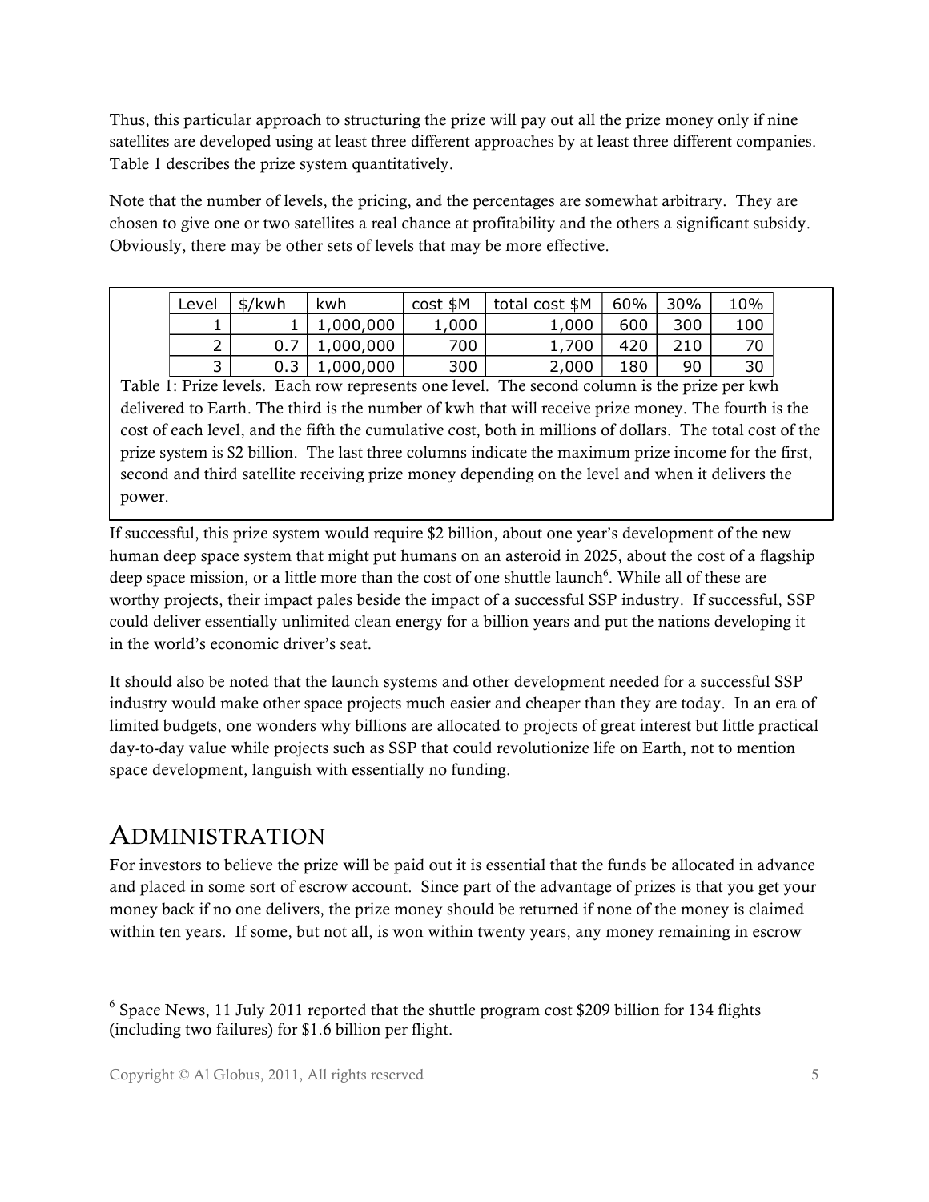Thus, this particular approach to structuring the prize will pay out all the prize money only if nine satellites are developed using at least three different approaches by at least three different companies. Table 1 describes the prize system quantitatively.

Note that the number of levels, the pricing, and the percentages are somewhat arbitrary. They are chosen to give one or two satellites a real chance at profitability and the others a significant subsidy. Obviously, there may be other sets of levels that may be more effective.

| Level | $/kwh | kwh | cost $M | total cost $M | 60% | 30% | 10% |
|---|---|---|---|---|---|---|---|
| 1 | 1 | 1,000,000 | 1,000 | 1,000 | 600 | 300 | 100 |
| 2 | 0.7 | 1,000,000 | 700 | 1,700 | 420 | 210 | 70 |
| 3 | 0.3 | 1,000,000 | 300 | 2,000 | 180 | 90 | 30 |

Table 1: Prize levels. Each row represents one level. The second column is the prize per kwh delivered to Earth. The third is the number of kwh that will receive prize money. The fourth is the cost of each level, and the fifth the cumulative cost, both in millions of dollars. The total cost of the prize system is $2 billion. The last three columns indicate the maximum prize income for the first, second and third satellite receiving prize money depending on the level and when it delivers the power.

If successful, this prize system would require $2 billion, about one year's development of the new human deep space system that might put humans on an asteroid in 2025, about the cost of a flagship deep space mission, or a little more than the cost of one shuttle launch[6]. While all of these are worthy projects, their impact pales beside the impact of a successful SSP industry. If successful, SSP could deliver essentially unlimited clean energy for a billion years and put the nations developing it in the world's economic driver's seat.

It should also be noted that the launch systems and other development needed for a successful SSP industry would make other space projects much easier and cheaper than they are today. In an era of limited budgets, one wonders why billions are allocated to projects of great interest but little practical day-to-day value while projects such as SSP that could revolutionize life on Earth, not to mention space development, languish with essentially no funding.

# Administration

For investors to believe the prize will be paid out it is essential that the funds be allocated in advance and placed in some sort of escrow account. Since part of the advantage of prizes is that you get your money back if no one delivers, the prize money should be returned if none of the money is claimed within ten years. If some, but not all, is won within twenty years, any money remaining in escrow

[6] Space News, 11 July 2011 reported that the shuttle program cost $209 billion for 134 flights (including two failures) for $1.6 billion per flight.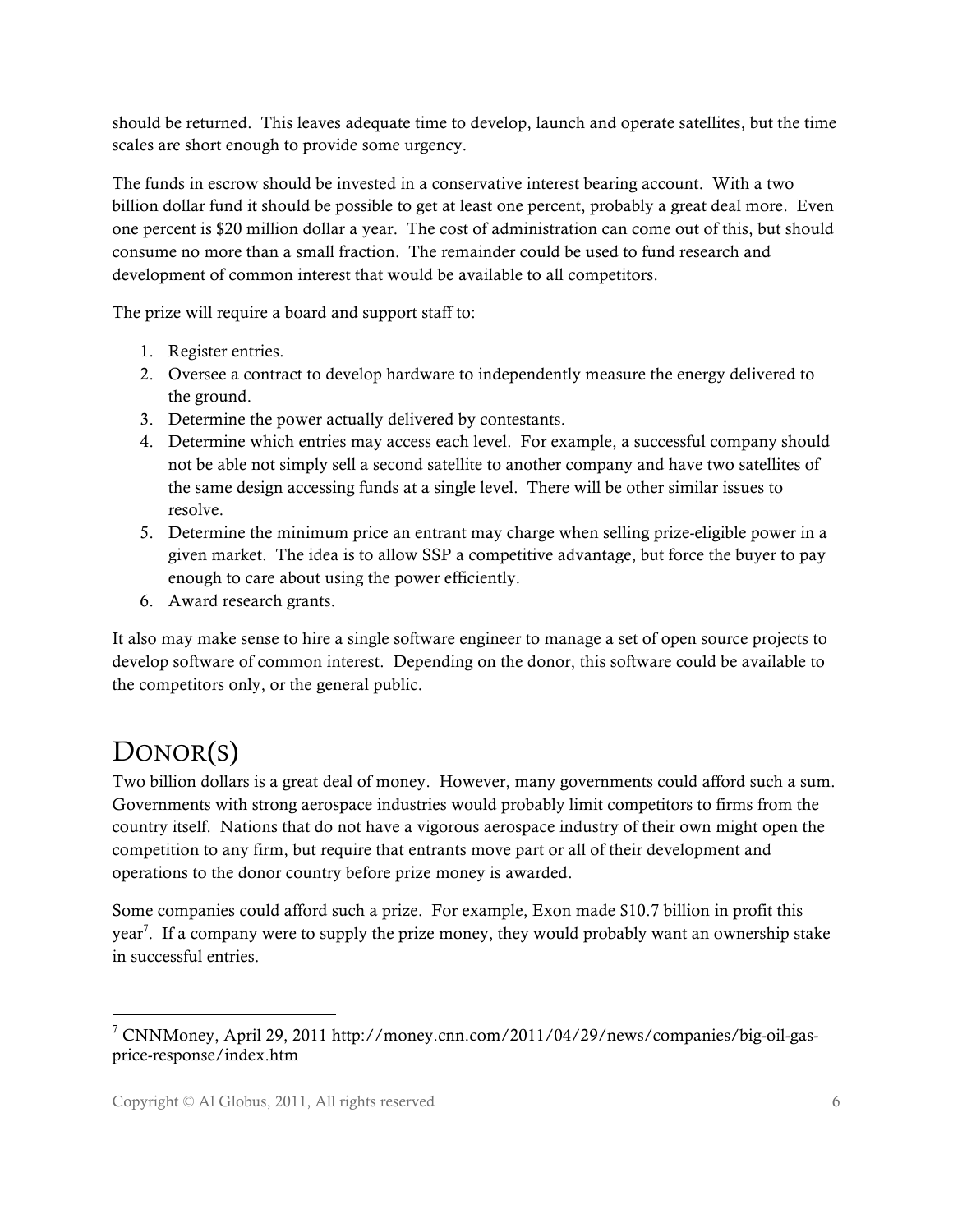should be returned. This leaves adequate time to develop, launch and operate satellites, but the time scales are short enough to provide some urgency.

The funds in escrow should be invested in a conservative interest bearing account. With a two billion dollar fund it should be possible to get at least one percent, probably a great deal more. Even one percent is $20 million dollar a year. The cost of administration can come out of this, but should consume no more than a small fraction. The remainder could be used to fund research and development of common interest that would be available to all competitors.

The prize will require a board and support staff to:

1. Register entries.
2. Oversee a contract to develop hardware to independently measure the energy delivered to the ground.
3. Determine the power actually delivered by contestants.
4. Determine which entries may access each level. For example, a successful company should not be able not simply sell a second satellite to another company and have two satellites of the same design accessing funds at a single level. There will be other similar issues to resolve.
5. Determine the minimum price an entrant may charge when selling prize-eligible power in a given market. The idea is to allow SSP a competitive advantage, but force the buyer to pay enough to care about using the power efficiently.
6. Award research grants.

It also may make sense to hire a single software engineer to manage a set of open source projects to develop software of common interest. Depending on the donor, this software could be available to the competitors only, or the general public.

# DONOR(S)

Two billion dollars is a great deal of money. However, many governments could afford such a sum. Governments with strong aerospace industries would probably limit competitors to firms from the country itself. Nations that do not have a vigorous aerospace industry of their own might open the competition to any firm, but require that entrants move part or all of their development and operations to the donor country before prize money is awarded.

Some companies could afford such a prize. For example, Exon made $10.7 billion in profit this year[7]. If a company were to supply the prize money, they would probably want an ownership stake in successful entries.

---

[7] CNNMoney, April 29, 2011 http://money.cnn.com/2011/04/29/news/companies/big-oil-gas-price-response/index.htm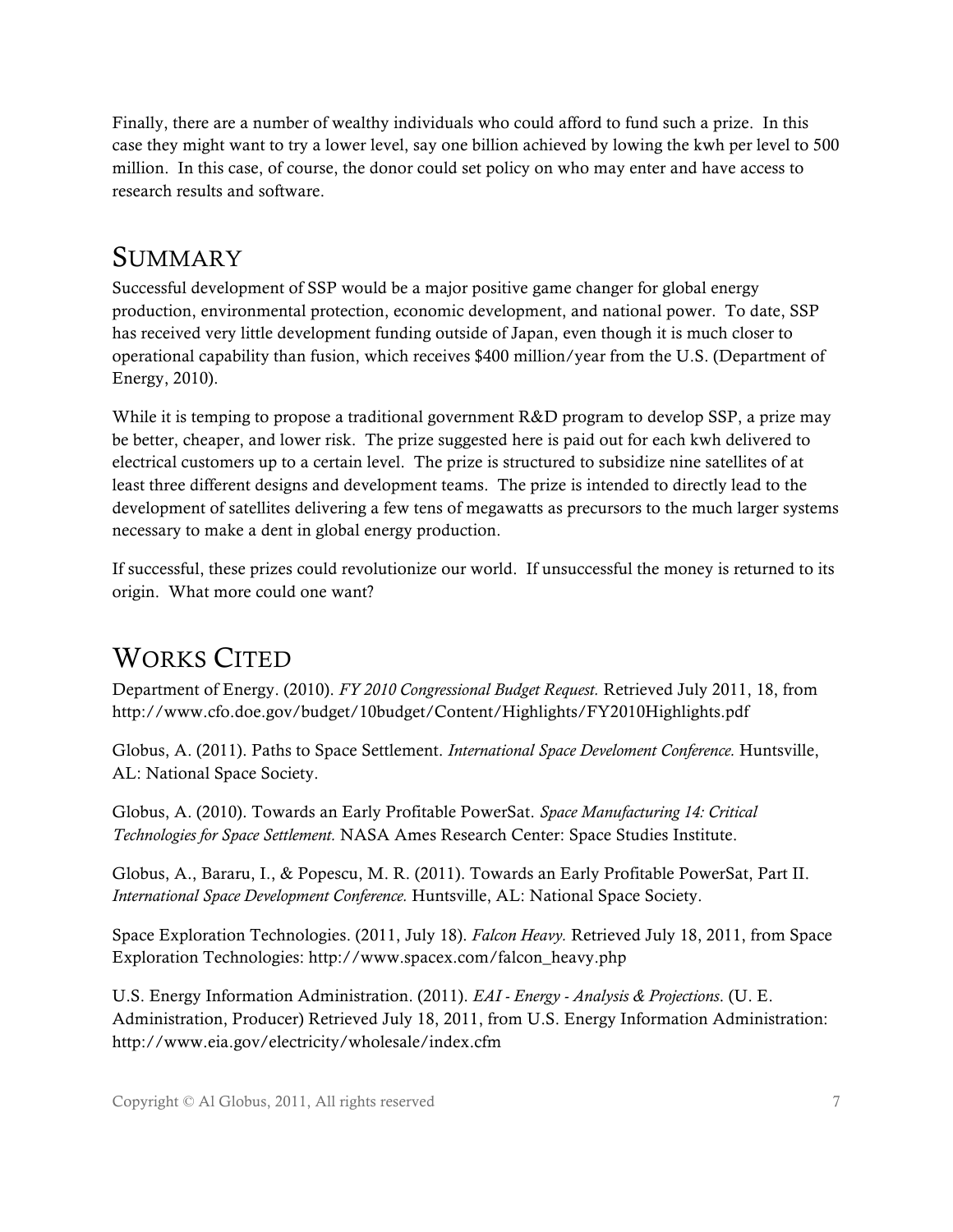Finally, there are a number of wealthy individuals who could afford to fund such a prize. In this case they might want to try a lower level, say one billion achieved by lowing the kwh per level to 500 million. In this case, of course, the donor could set policy on who may enter and have access to research results and software.

## SUMMARY

Successful development of SSP would be a major positive game changer for global energy production, environmental protection, economic development, and national power. To date, SSP has received very little development funding outside of Japan, even though it is much closer to operational capability than fusion, which receives $400 million/year from the U.S. (Department of Energy, 2010).

While it is temping to propose a traditional government R&D program to develop SSP, a prize may be better, cheaper, and lower risk. The prize suggested here is paid out for each kwh delivered to electrical customers up to a certain level. The prize is structured to subsidize nine satellites of at least three different designs and development teams. The prize is intended to directly lead to the development of satellites delivering a few tens of megawatts as precursors to the much larger systems necessary to make a dent in global energy production.

If successful, these prizes could revolutionize our world. If unsuccessful the money is returned to its origin. What more could one want?

## WORKS CITED

Department of Energy. (2010). *FY 2010 Congressional Budget Request.* Retrieved July 2011, 18, from http://www.cfo.doe.gov/budget/10budget/Content/Highlights/FY2010Highlights.pdf

Globus, A. (2011). Paths to Space Settlement. *International Space Develoment Conference.* Huntsville, AL: National Space Society.

Globus, A. (2010). Towards an Early Profitable PowerSat. *Space Manufacturing 14: Critical Technologies for Space Settlement.* NASA Ames Research Center: Space Studies Institute.

Globus, A., Bararu, I., & Popescu, M. R. (2011). Towards an Early Profitable PowerSat, Part II. *International Space Development Conference.* Huntsville, AL: National Space Society.

Space Exploration Technologies. (2011, July 18). *Falcon Heavy.* Retrieved July 18, 2011, from Space Exploration Technologies: http://www.spacex.com/falcon_heavy.php

U.S. Energy Information Administration. (2011). *EAI - Energy - Analysis & Projections*. (U. E. Administration, Producer) Retrieved July 18, 2011, from U.S. Energy Information Administration: http://www.eia.gov/electricity/wholesale/index.cfm

Copyright © Al Globus, 2011, All rights reserved